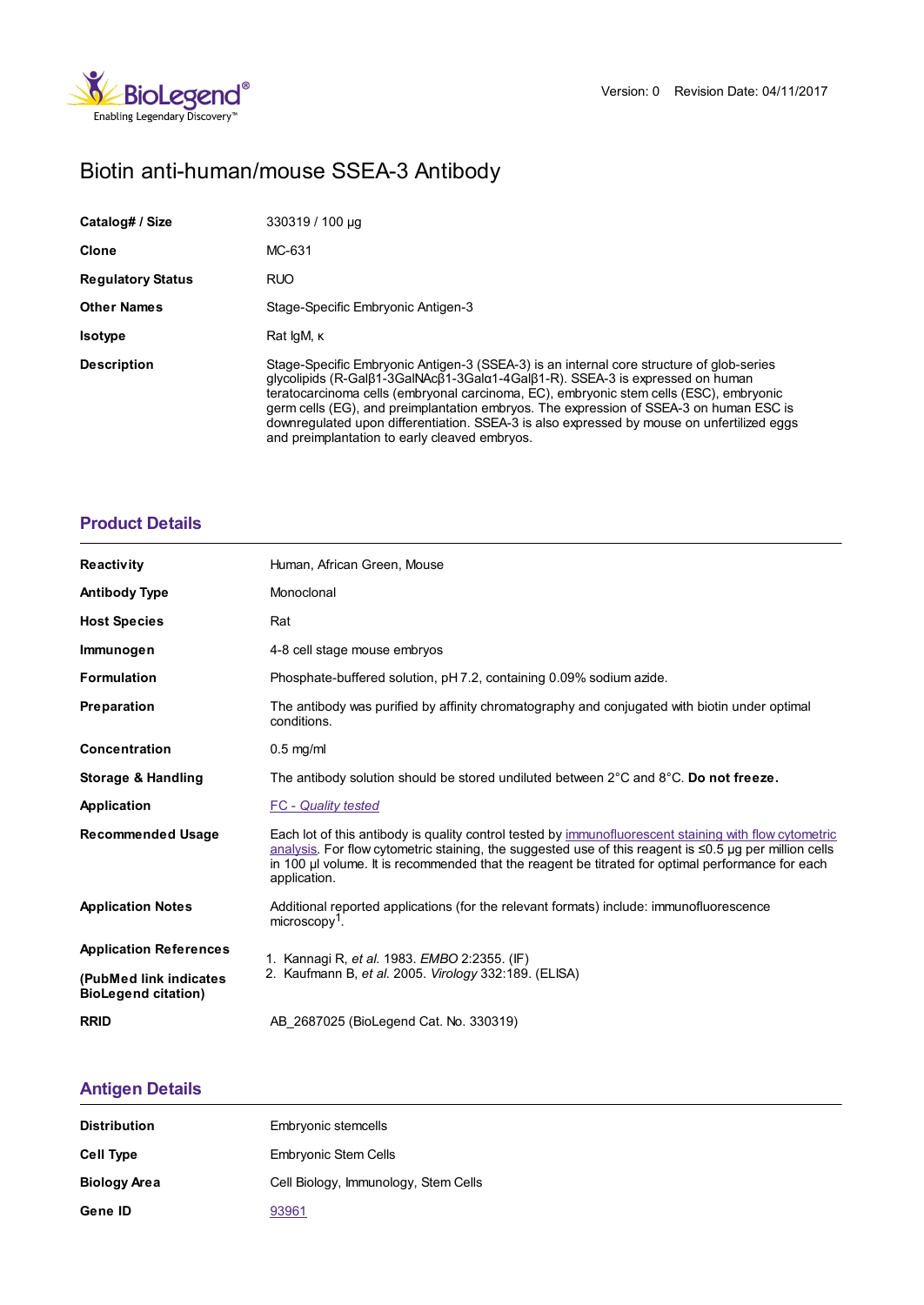Version: 0 Revision Date: 04/11/2017

# Biotin anti-human/mouse SSEA-3 Antibody

| | |
|---|---|
| **Catalog# / Size** | 330319 / 100 µg |
| **Clone** | MC-631 |
| **Regulatory Status** | RUO |
| **Other Names** | Stage-Specific Embryonic Antigen-3 |
| **Isotype** | Rat IgM, κ |
| **Description** | Stage-Specific Embryonic Antigen-3 (SSEA-3) is an internal core structure of glob-series glycolipids (R-Galβ1-3GalNAcβ1-3Galα1-4Galβ1-R). SSEA-3 is expressed on human teratocarcinoma cells (embryonal carcinoma, EC), embryonic stem cells (ESC), embryonic germ cells (EG), and preimplantation embryos. The expression of SSEA-3 on human ESC is downregulated upon differentiation. SSEA-3 is also expressed by mouse on unfertilized eggs and preimplantation to early cleaved embryos. |

## Product Details

| | |
|---|---|
| **Reactivity** | Human, African Green, Mouse |
| **Antibody Type** | Monoclonal |
| **Host Species** | Rat |
| **Immunogen** | 4-8 cell stage mouse embryos |
| **Formulation** | Phosphate-buffered solution, pH 7.2, containing 0.09% sodium azide. |
| **Preparation** | The antibody was purified by affinity chromatography and conjugated with biotin under optimal conditions. |
| **Concentration** | 0.5 mg/ml |
| **Storage & Handling** | The antibody solution should be stored undiluted between 2°C and 8°C. **Do not freeze.** |
| **Application** | *FC - Quality tested* |
| **Recommended Usage** | Each lot of this antibody is quality control tested by immunofluorescent staining with flow cytometric analysis. For flow cytometric staining, the suggested use of this reagent is ≤0.5 µg per million cells in 100 µl volume. It is recommended that the reagent be titrated for optimal performance for each application. |
| **Application Notes** | Additional reported applications (for the relevant formats) include: immunofluorescence microscopy[1]. |
| **Application References** **(PubMed link indicates BioLegend citation)** | 1. Kannagi R, *et al.* 1983. *EMBO* 2:2355. (IF) 2. Kaufmann B, *et al.* 2005. *Virology* 332:189. (ELISA) |
| **RRID** | AB_2687025 (BioLegend Cat. No. 330319) |

## Antigen Details

| | |
|---|---|
| **Distribution** | Embryonic stemcells |
| **Cell Type** | Embryonic Stem Cells |
| **Biology Area** | Cell Biology, Immunology, Stem Cells |
| **Gene ID** | 93961 |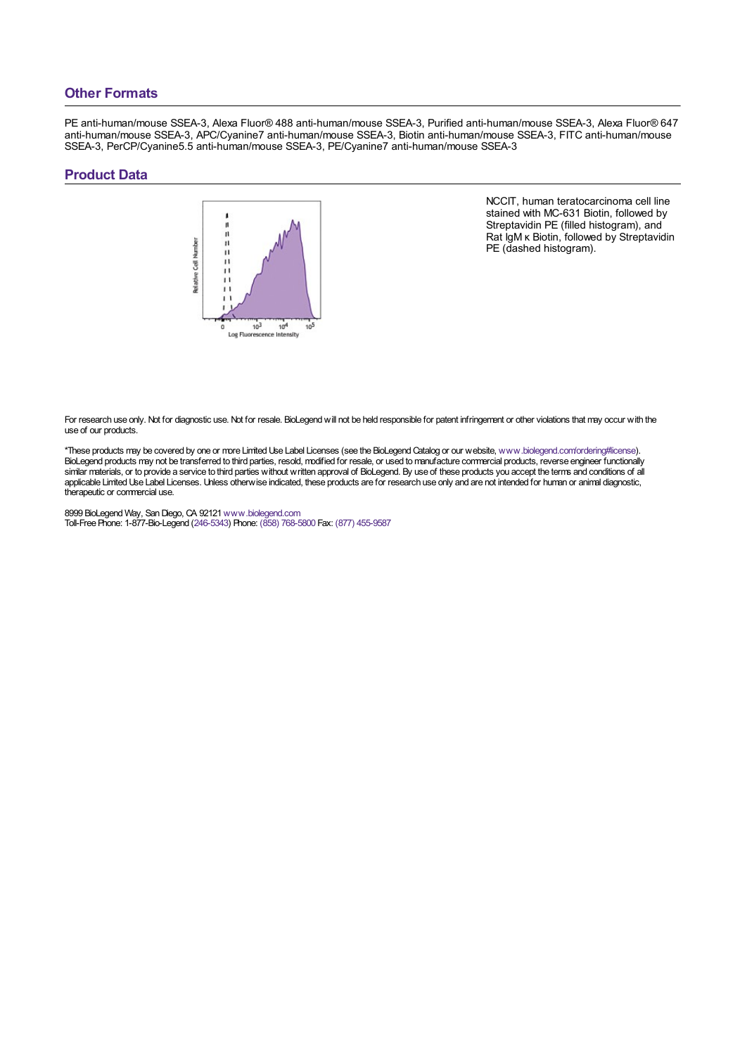## Other Formats

PE anti-human/mouse SSEA-3, Alexa Fluor® 488 anti-human/mouse SSEA-3, Purified anti-human/mouse SSEA-3, Alexa Fluor® 647 anti-human/mouse SSEA-3, APC/Cyanine7 anti-human/mouse SSEA-3, Biotin anti-human/mouse SSEA-3, FITC anti-human/mouse SSEA-3, PerCP/Cyanine5.5 anti-human/mouse SSEA-3, PE/Cyanine7 anti-human/mouse SSEA-3

## Product Data

Relative Cell Number

0
$10^3$
$10^4$
$10^5$

Log Fluorescence Intensity

NCCIT, human teratocarcinoma cell line stained with MC-631 Biotin, followed by Streptavidin PE (filled histogram), and Rat IgM κ Biotin, followed by Streptavidin PE (dashed histogram).

For research use only. Not for diagnostic use. Not for resale. BioLegend will not be held responsible for patent infringement or other violations that may occur with the use of our products.

*These products may be covered by one or more Limited Use Label Licenses (see the BioLegend Catalog or our website, www.biolegend.com/ordering#license). BioLegend products may not be transferred to third parties, resold, modified for resale, or used to manufacture commercial products, reverse engineer functionally similar materials, or to provide a service to third parties without written approval of BioLegend. By use of these products you accept the terms and conditions of all applicable Limited Use Label Licenses. Unless otherwise indicated, these products are for research use only and are not intended for human or animal diagnostic, therapeutic or commercial use.

8999 BioLegend Way, San Diego, CA 92121 www.biolegend.com
Toll-Free Phone: 1-877-Bio-Legend (246-5343) Phone: (858) 768-5800 Fax: (877) 455-9587